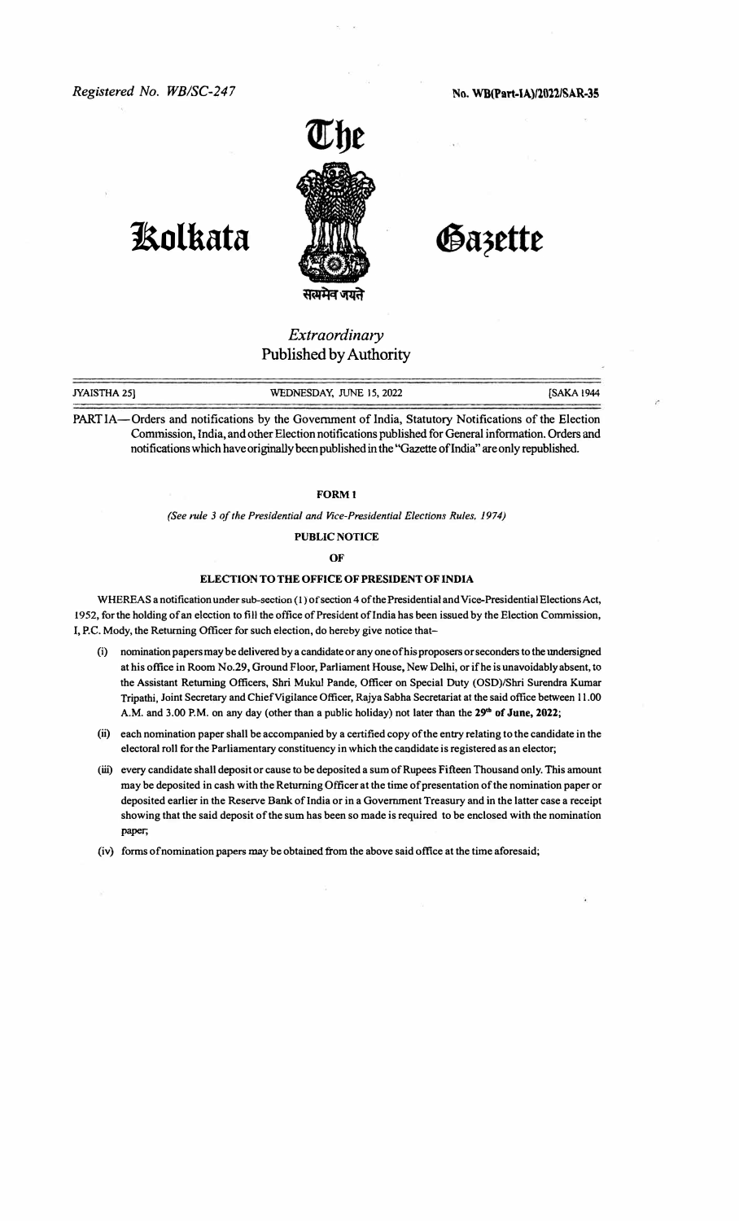Registered No. WB/SC-247

No. WB(Part-IA)/2022/SAR-35

# The Kolkata Gazette

सत्यमेव जयते

*Extraordinary*

Published by Authority

JYAISTHA 25] WEDNESDAY, JUNE 15, 2022 [SAKA 1944

PART IA—Orders and notifications by the Government of India, Statutory Notifications of the Election Commission, India, and other Election notifications published for General information. Orders and notifications which have originally been published in the "Gazette of India" are only republished.

## FORM 1

*(See rule 3 of the Presidential and Vice-Presidential Elections Rules, 1974)*

### PUBLIC NOTICE

### OF

### ELECTION TO THE OFFICE OF PRESIDENT OF INDIA

WHEREAS a notification under sub-section (1) of section 4 of the Presidential and Vice-Presidential Elections Act, 1952, for the holding of an election to fill the office of President of India has been issued by the Election Commission, I, P.C. Mody, the Returning Officer for such election, do hereby give notice that–

(i) nomination papers may be delivered by a candidate or any one of his proposers or seconders to the undersigned at his office in Room No.29, Ground Floor, Parliament House, New Delhi, or if he is unavoidably absent, to the Assistant Returning Officers, Shri Mukul Pande, Officer on Special Duty (OSD)/Shri Surendra Kumar Tripathi, Joint Secretary and Chief Vigilance Officer, Rajya Sabha Secretariat at the said office between 11.00 A.M. and 3.00 P.M. on any day (other than a public holiday) not later than the **29th of June, 2022**;

(ii) each nomination paper shall be accompanied by a certified copy of the entry relating to the candidate in the electoral roll for the Parliamentary constituency in which the candidate is registered as an elector;

(iii) every candidate shall deposit or cause to be deposited a sum of Rupees Fifteen Thousand only. This amount may be deposited in cash with the Returning Officer at the time of presentation of the nomination paper or deposited earlier in the Reserve Bank of India or in a Government Treasury and in the latter case a receipt showing that the said deposit of the sum has been so made is required to be enclosed with the nomination paper;

(iv) forms of nomination papers may be obtained from the above said office at the time aforesaid;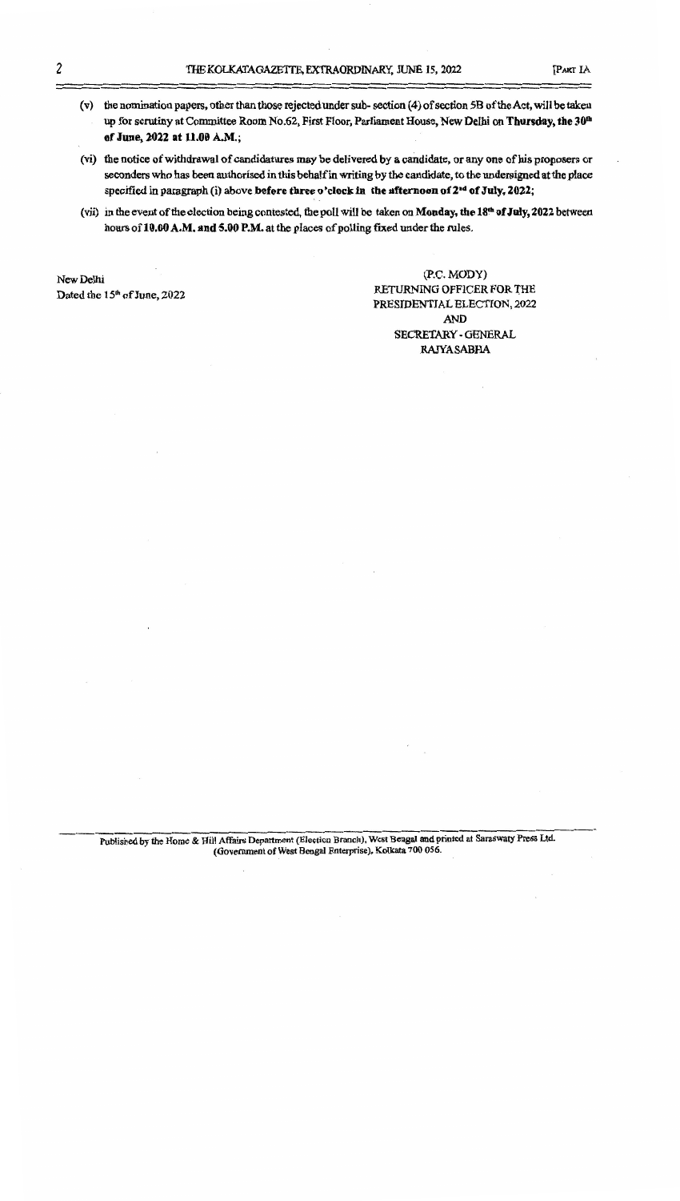(v) the nomination papers, other than those rejected under sub- section (4) of section 5B of the Act, will be taken up for scrutiny at Committee Room No.62, First Floor, Parliament House, New Delhi on **Thursday, the 30th of June, 2022 at 11.00 A.M.**;

(vi) the notice of withdrawal of candidatures may be delivered by a candidate, or any one of his proposers or seconders who has been authorised in this behalf in writing by the candidate, to the undersigned at the place specified in paragraph (i) above **before three o'clock in the afternoon of 2nd of July, 2022;**

(vii) in the event of the election being contested, the poll will be taken on **Monday, the 18th of July, 2022** between hours of **10.00 A.M. and 5.00 P.M.** at the places of polling fixed under the rules.

New Delhi
Dated the 15th of June, 2022

(P.C. MODY)
RETURNING OFFICER FOR THE
PRESIDENTIAL ELECTION, 2022
AND
SECRETARY - GENERAL
RAJYA SABHA

Published by the Home & Hill Affairs Department (Election Branch), West Bengal and printed at Saraswaty Press Ltd. (Government of West Bengal Enterprise), Kolkata 700 056.